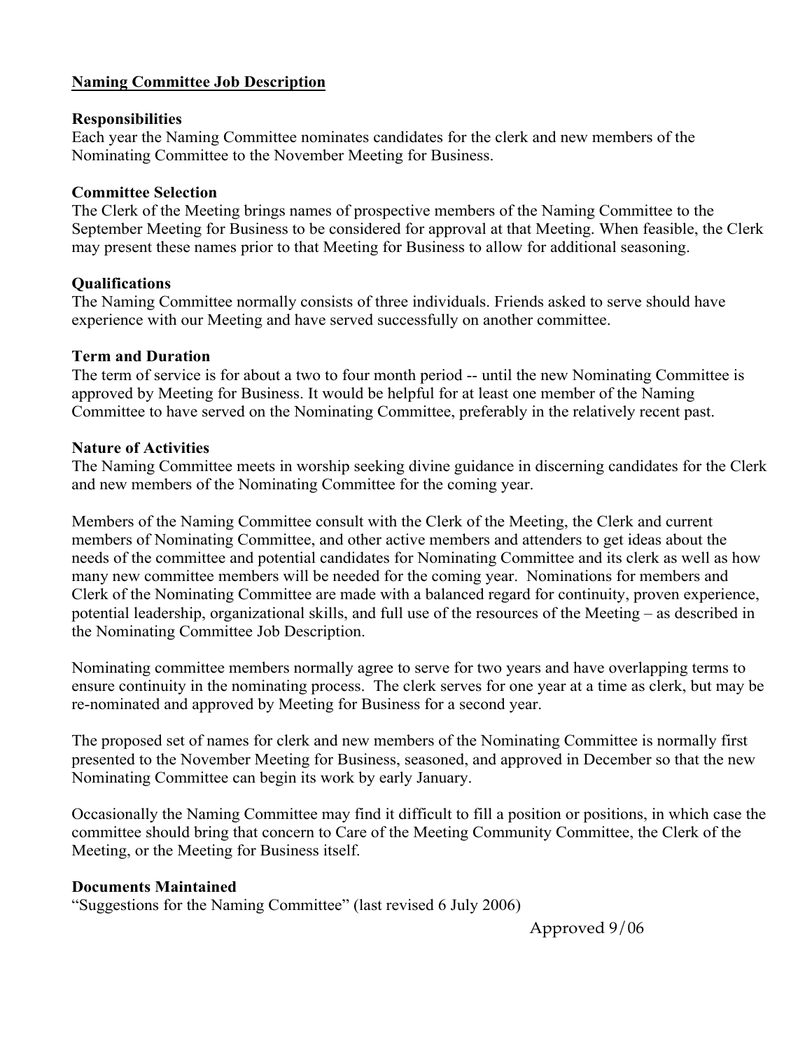# Naming Committee Job Description

**Responsibilities**

Each year the Naming Committee nominates candidates for the clerk and new members of the Nominating Committee to the November Meeting for Business.

**Committee Selection**

The Clerk of the Meeting brings names of prospective members of the Naming Committee to the September Meeting for Business to be considered for approval at that Meeting. When feasible, the Clerk may present these names prior to that Meeting for Business to allow for additional seasoning.

**Qualifications**

The Naming Committee normally consists of three individuals. Friends asked to serve should have experience with our Meeting and have served successfully on another committee.

**Term and Duration**

The term of service is for about a two to four month period -- until the new Nominating Committee is approved by Meeting for Business. It would be helpful for at least one member of the Naming Committee to have served on the Nominating Committee, preferably in the relatively recent past.

**Nature of Activities**

The Naming Committee meets in worship seeking divine guidance in discerning candidates for the Clerk and new members of the Nominating Committee for the coming year.

Members of the Naming Committee consult with the Clerk of the Meeting, the Clerk and current members of Nominating Committee, and other active members and attenders to get ideas about the needs of the committee and potential candidates for Nominating Committee and its clerk as well as how many new committee members will be needed for the coming year. Nominations for members and Clerk of the Nominating Committee are made with a balanced regard for continuity, proven experience, potential leadership, organizational skills, and full use of the resources of the Meeting – as described in the Nominating Committee Job Description.

Nominating committee members normally agree to serve for two years and have overlapping terms to ensure continuity in the nominating process. The clerk serves for one year at a time as clerk, but may be re-nominated and approved by Meeting for Business for a second year.

The proposed set of names for clerk and new members of the Nominating Committee is normally first presented to the November Meeting for Business, seasoned, and approved in December so that the new Nominating Committee can begin its work by early January.

Occasionally the Naming Committee may find it difficult to fill a position or positions, in which case the committee should bring that concern to Care of the Meeting Community Committee, the Clerk of the Meeting, or the Meeting for Business itself.

**Documents Maintained**

"Suggestions for the Naming Committee" (last revised 6 July 2006)

Approved 9/06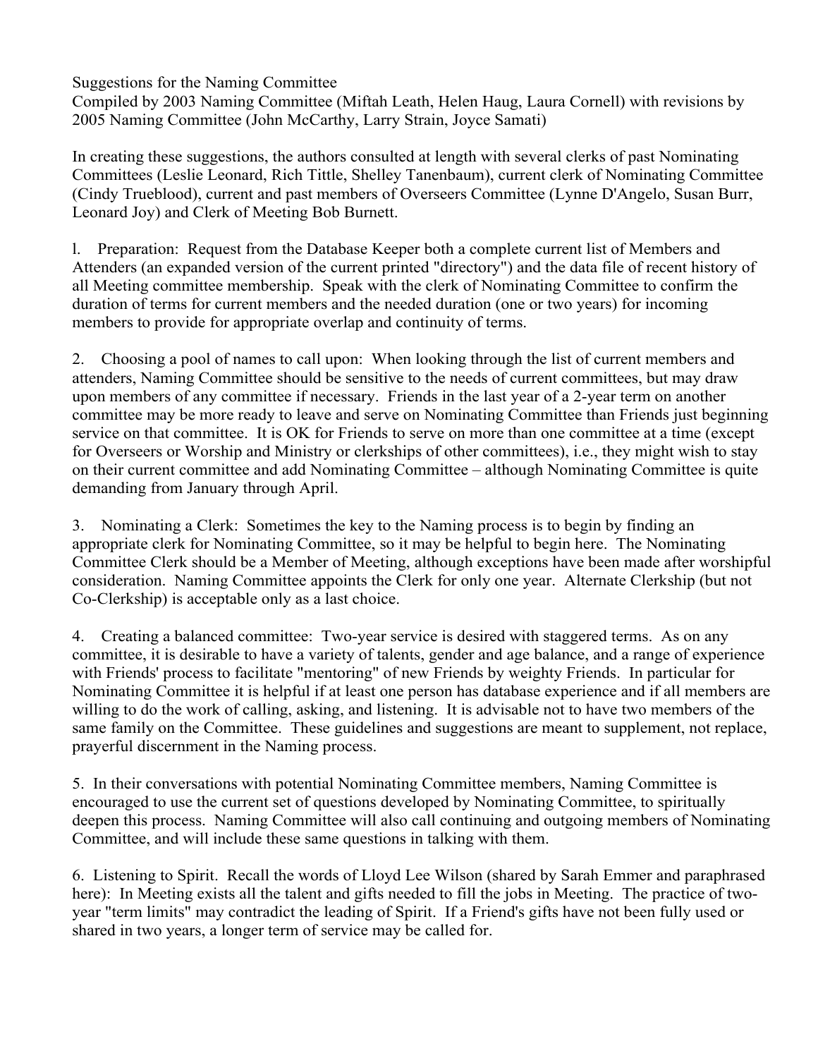Suggestions for the Naming Committee
Compiled by 2003 Naming Committee (Miftah Leath, Helen Haug, Laura Cornell) with revisions by 2005 Naming Committee (John McCarthy, Larry Strain, Joyce Samati)

In creating these suggestions, the authors consulted at length with several clerks of past Nominating Committees (Leslie Leonard, Rich Tittle, Shelley Tanenbaum), current clerk of Nominating Committee (Cindy Trueblood), current and past members of Overseers Committee (Lynne D'Angelo, Susan Burr, Leonard Joy) and Clerk of Meeting Bob Burnett.

l. Preparation: Request from the Database Keeper both a complete current list of Members and Attenders (an expanded version of the current printed "directory") and the data file of recent history of all Meeting committee membership. Speak with the clerk of Nominating Committee to confirm the duration of terms for current members and the needed duration (one or two years) for incoming members to provide for appropriate overlap and continuity of terms.

2. Choosing a pool of names to call upon: When looking through the list of current members and attenders, Naming Committee should be sensitive to the needs of current committees, but may draw upon members of any committee if necessary. Friends in the last year of a 2-year term on another committee may be more ready to leave and serve on Nominating Committee than Friends just beginning service on that committee. It is OK for Friends to serve on more than one committee at a time (except for Overseers or Worship and Ministry or clerkships of other committees), i.e., they might wish to stay on their current committee and add Nominating Committee – although Nominating Committee is quite demanding from January through April.

3. Nominating a Clerk: Sometimes the key to the Naming process is to begin by finding an appropriate clerk for Nominating Committee, so it may be helpful to begin here. The Nominating Committee Clerk should be a Member of Meeting, although exceptions have been made after worshipful consideration. Naming Committee appoints the Clerk for only one year. Alternate Clerkship (but not Co-Clerkship) is acceptable only as a last choice.

4. Creating a balanced committee: Two-year service is desired with staggered terms. As on any committee, it is desirable to have a variety of talents, gender and age balance, and a range of experience with Friends' process to facilitate "mentoring" of new Friends by weighty Friends. In particular for Nominating Committee it is helpful if at least one person has database experience and if all members are willing to do the work of calling, asking, and listening. It is advisable not to have two members of the same family on the Committee. These guidelines and suggestions are meant to supplement, not replace, prayerful discernment in the Naming process.

5. In their conversations with potential Nominating Committee members, Naming Committee is encouraged to use the current set of questions developed by Nominating Committee, to spiritually deepen this process. Naming Committee will also call continuing and outgoing members of Nominating Committee, and will include these same questions in talking with them.

6. Listening to Spirit. Recall the words of Lloyd Lee Wilson (shared by Sarah Emmer and paraphrased here): In Meeting exists all the talent and gifts needed to fill the jobs in Meeting. The practice of two-year "term limits" may contradict the leading of Spirit. If a Friend's gifts have not been fully used or shared in two years, a longer term of service may be called for.